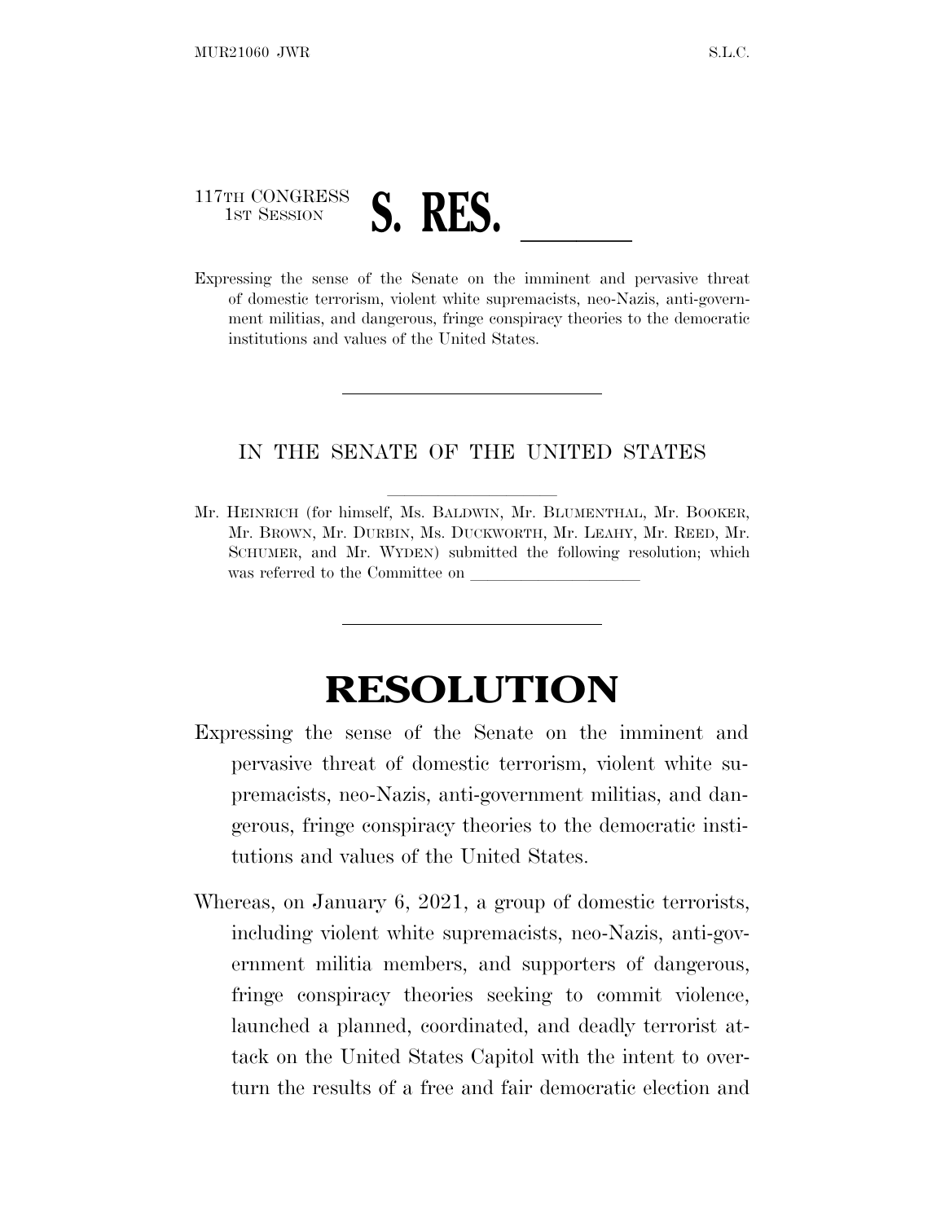117TH CONGRESS
1ST SESSION

# S. RES. \_\_\_\_\_\_

Expressing the sense of the Senate on the imminent and pervasive threat of domestic terrorism, violent white supremacists, neo-Nazis, anti-government militias, and dangerous, fringe conspiracy theories to the democratic institutions and values of the United States.

---

IN THE SENATE OF THE UNITED STATES

Mr. HEINRICH (for himself, Ms. BALDWIN, Mr. BLUMENTHAL, Mr. BOOKER, Mr. BROWN, Mr. DURBIN, Ms. DUCKWORTH, Mr. LEAHY, Mr. REED, Mr. SCHUMER, and Mr. WYDEN) submitted the following resolution; which was referred to the Committee on \_\_\_\_\_\_\_\_\_\_\_\_\_\_\_\_\_\_\_\_

---

# RESOLUTION

Expressing the sense of the Senate on the imminent and pervasive threat of domestic terrorism, violent white supremacists, neo-Nazis, anti-government militias, and dangerous, fringe conspiracy theories to the democratic institutions and values of the United States.

Whereas, on January 6, 2021, a group of domestic terrorists, including violent white supremacists, neo-Nazis, anti-government militia members, and supporters of dangerous, fringe conspiracy theories seeking to commit violence, launched a planned, coordinated, and deadly terrorist attack on the United States Capitol with the intent to overturn the results of a free and fair democratic election and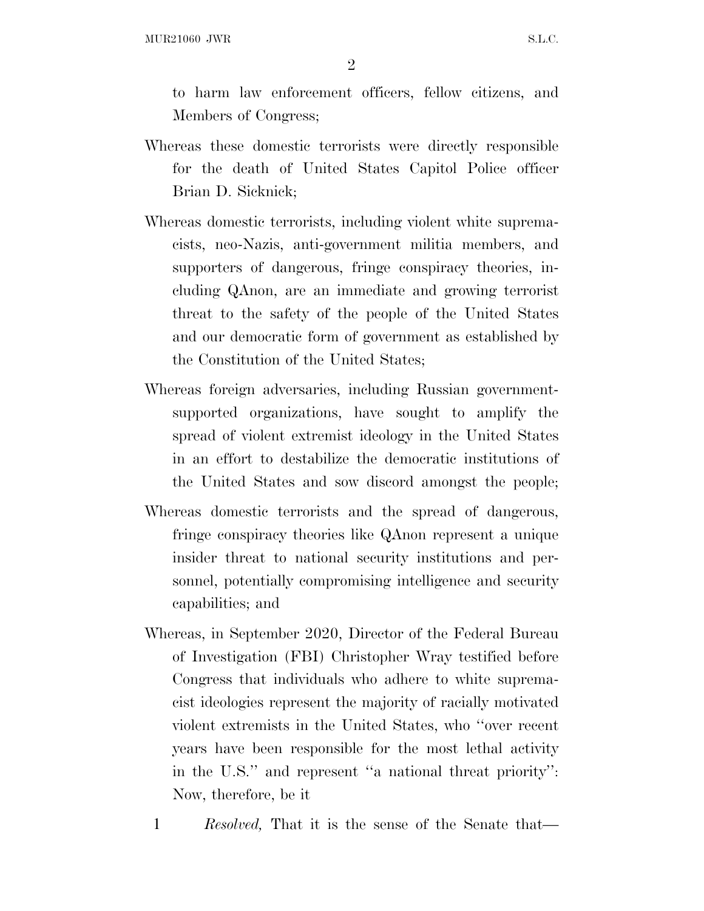to harm law enforcement officers, fellow citizens, and Members of Congress;

Whereas these domestic terrorists were directly responsible for the death of United States Capitol Police officer Brian D. Sicknick;

Whereas domestic terrorists, including violent white supremacists, neo-Nazis, anti-government militia members, and supporters of dangerous, fringe conspiracy theories, including QAnon, are an immediate and growing terrorist threat to the safety of the people of the United States and our democratic form of government as established by the Constitution of the United States;

Whereas foreign adversaries, including Russian government-supported organizations, have sought to amplify the spread of violent extremist ideology in the United States in an effort to destabilize the democratic institutions of the United States and sow discord amongst the people;

Whereas domestic terrorists and the spread of dangerous, fringe conspiracy theories like QAnon represent a unique insider threat to national security institutions and personnel, potentially compromising intelligence and security capabilities; and

Whereas, in September 2020, Director of the Federal Bureau of Investigation (FBI) Christopher Wray testified before Congress that individuals who adhere to white supremacist ideologies represent the majority of racially motivated violent extremists in the United States, who ''over recent years have been responsible for the most lethal activity in the U.S.'' and represent ''a national threat priority'': Now, therefore, be it

1 *Resolved,* That it is the sense of the Senate that—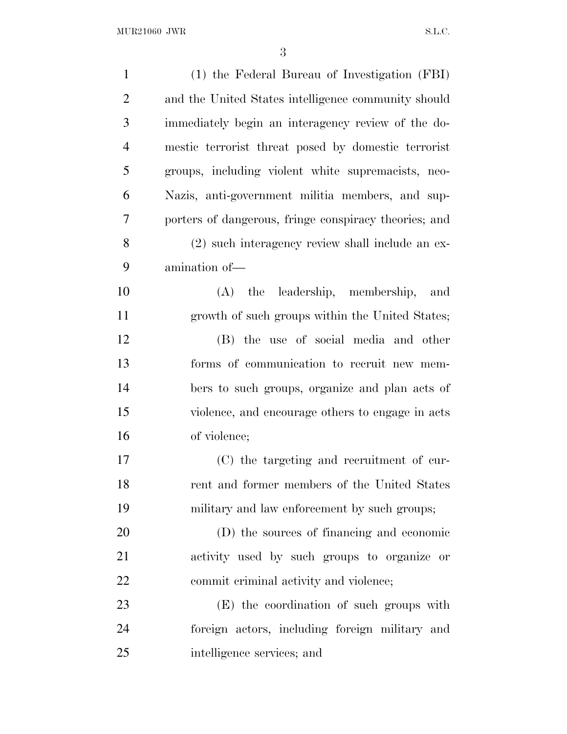(1) the Federal Bureau of Investigation (FBI) and the United States intelligence community should immediately begin an interagency review of the domestic terrorist threat posed by domestic terrorist groups, including violent white supremacists, neo-Nazis, anti-government militia members, and supporters of dangerous, fringe conspiracy theories; and

(2) such interagency review shall include an examination of—

(A) the leadership, membership, and growth of such groups within the United States;

(B) the use of social media and other forms of communication to recruit new members to such groups, organize and plan acts of violence, and encourage others to engage in acts of violence;

(C) the targeting and recruitment of current and former members of the United States military and law enforcement by such groups;

(D) the sources of financing and economic activity used by such groups to organize or commit criminal activity and violence;

(E) the coordination of such groups with foreign actors, including foreign military and intelligence services; and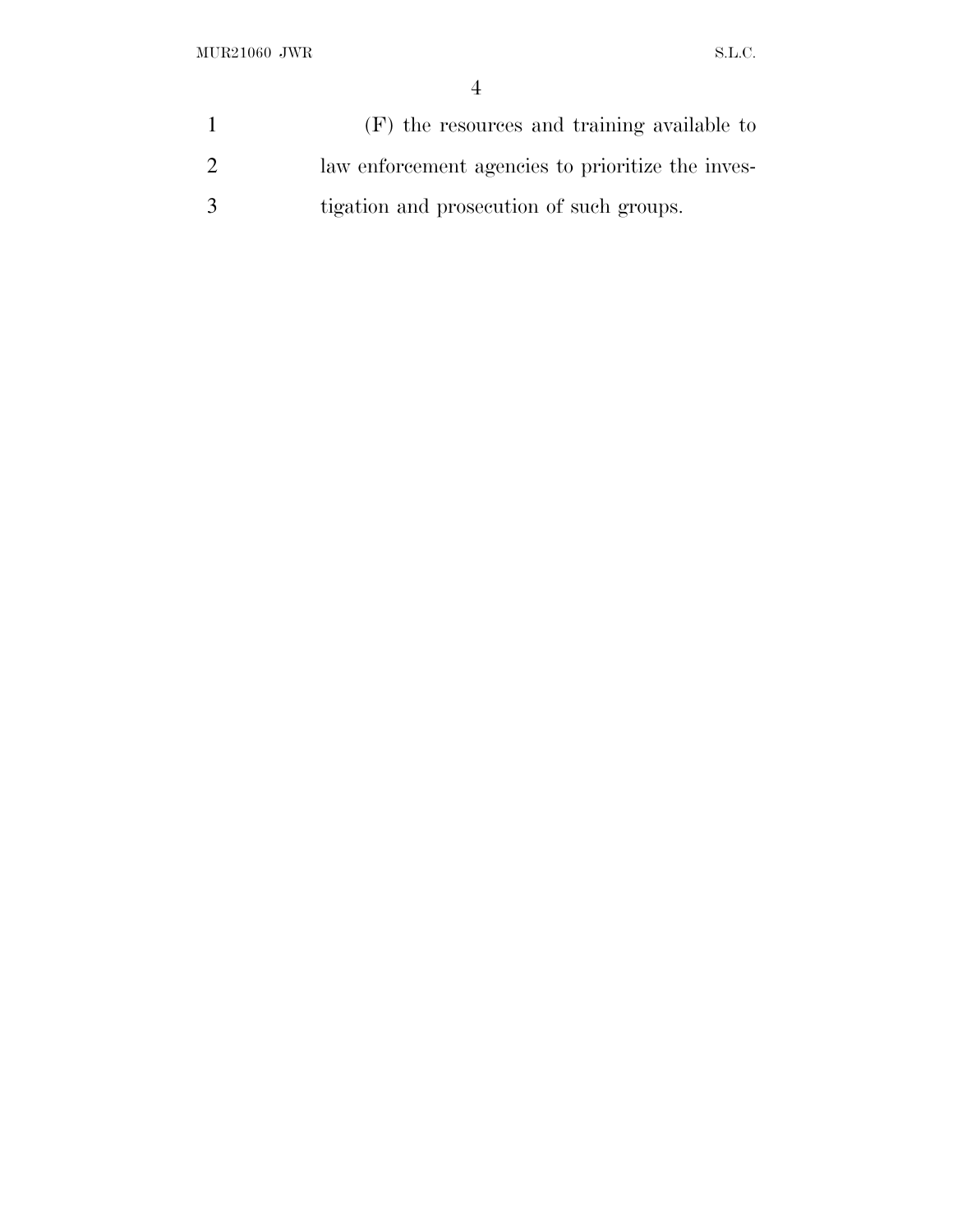(F) the resources and training available to law enforcement agencies to prioritize the investigation and prosecution of such groups.